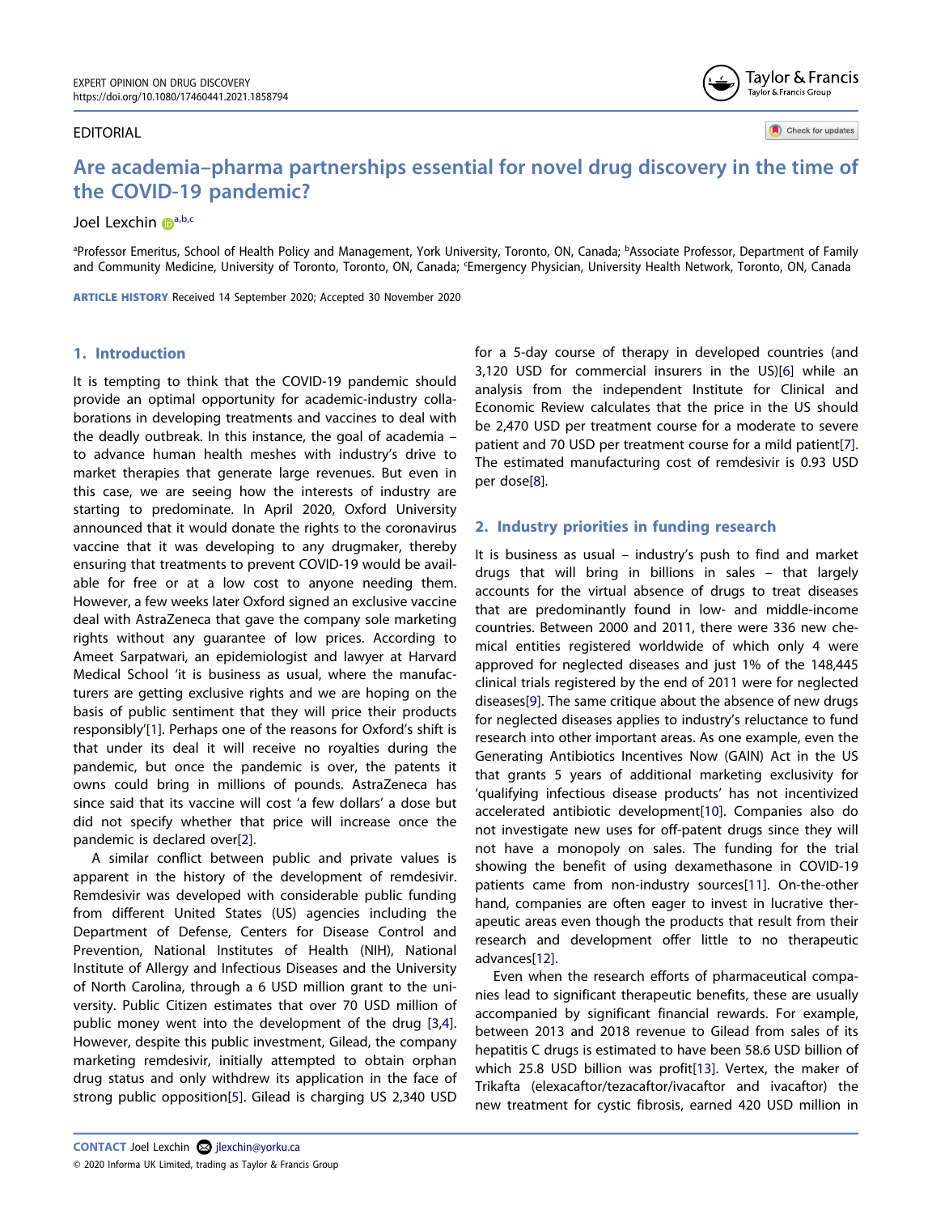EDITORIAL

# Are academia–pharma partnerships essential for novel drug discovery in the time of the COVID-19 pandemic?

Joel Lexchin[a,b,c]

[a]Professor Emeritus, School of Health Policy and Management, York University, Toronto, ON, Canada; [b]Associate Professor, Department of Family and Community Medicine, University of Toronto, Toronto, ON, Canada; [c]Emergency Physician, University Health Network, Toronto, ON, Canada

**ARTICLE HISTORY** Received 14 September 2020; Accepted 30 November 2020

## 1. Introduction

It is tempting to think that the COVID-19 pandemic should provide an optimal opportunity for academic-industry collaborations in developing treatments and vaccines to deal with the deadly outbreak. In this instance, the goal of academia – to advance human health meshes with industry's drive to market therapies that generate large revenues. But even in this case, we are seeing how the interests of industry are starting to predominate. In April 2020, Oxford University announced that it would donate the rights to the coronavirus vaccine that it was developing to any drugmaker, thereby ensuring that treatments to prevent COVID-19 would be available for free or at a low cost to anyone needing them. However, a few weeks later Oxford signed an exclusive vaccine deal with AstraZeneca that gave the company sole marketing rights without any guarantee of low prices. According to Ameet Sarpatwari, an epidemiologist and lawyer at Harvard Medical School 'it is business as usual, where the manufacturers are getting exclusive rights and we are hoping on the basis of public sentiment that they will price their products responsibly'[1]. Perhaps one of the reasons for Oxford's shift is that under its deal it will receive no royalties during the pandemic, but once the pandemic is over, the patents it owns could bring in millions of pounds. AstraZeneca has since said that its vaccine will cost 'a few dollars' a dose but did not specify whether that price will increase once the pandemic is declared over[2].

A similar conflict between public and private values is apparent in the history of the development of remdesivir. Remdesivir was developed with considerable public funding from different United States (US) agencies including the Department of Defense, Centers for Disease Control and Prevention, National Institutes of Health (NIH), National Institute of Allergy and Infectious Diseases and the University of North Carolina, through a 6 USD million grant to the university. Public Citizen estimates that over 70 USD million of public money went into the development of the drug [3,4]. However, despite this public investment, Gilead, the company marketing remdesivir, initially attempted to obtain orphan drug status and only withdrew its application in the face of strong public opposition[5]. Gilead is charging US 2,340 USD for a 5-day course of therapy in developed countries (and 3,120 USD for commercial insurers in the US)[6] while an analysis from the independent Institute for Clinical and Economic Review calculates that the price in the US should be 2,470 USD per treatment course for a moderate to severe patient and 70 USD per treatment course for a mild patient[7]. The estimated manufacturing cost of remdesivir is 0.93 USD per dose[8].

## 2. Industry priorities in funding research

It is business as usual – industry's push to find and market drugs that will bring in billions in sales – that largely accounts for the virtual absence of drugs to treat diseases that are predominantly found in low- and middle-income countries. Between 2000 and 2011, there were 336 new chemical entities registered worldwide of which only 4 were approved for neglected diseases and just 1% of the 148,445 clinical trials registered by the end of 2011 were for neglected diseases[9]. The same critique about the absence of new drugs for neglected diseases applies to industry's reluctance to fund research into other important areas. As one example, even the Generating Antibiotics Incentives Now (GAIN) Act in the US that grants 5 years of additional marketing exclusivity for 'qualifying infectious disease products' has not incentivized accelerated antibiotic development[10]. Companies also do not investigate new uses for off-patent drugs since they will not have a monopoly on sales. The funding for the trial showing the benefit of using dexamethasone in COVID-19 patients came from non-industry sources[11]. On-the-other hand, companies are often eager to invest in lucrative therapeutic areas even though the products that result from their research and development offer little to no therapeutic advances[12].

Even when the research efforts of pharmaceutical companies lead to significant therapeutic benefits, these are usually accompanied by significant financial rewards. For example, between 2013 and 2018 revenue to Gilead from sales of its hepatitis C drugs is estimated to have been 58.6 USD billion of which 25.8 USD billion was profit[13]. Vertex, the maker of Trikafta (elexacaftor/tezacaftor/ivacaftor and ivacaftor) the new treatment for cystic fibrosis, earned 420 USD million in

**CONTACT** Joel Lexchin jlexchin@yorku.ca

© 2020 Informa UK Limited, trading as Taylor & Francis Group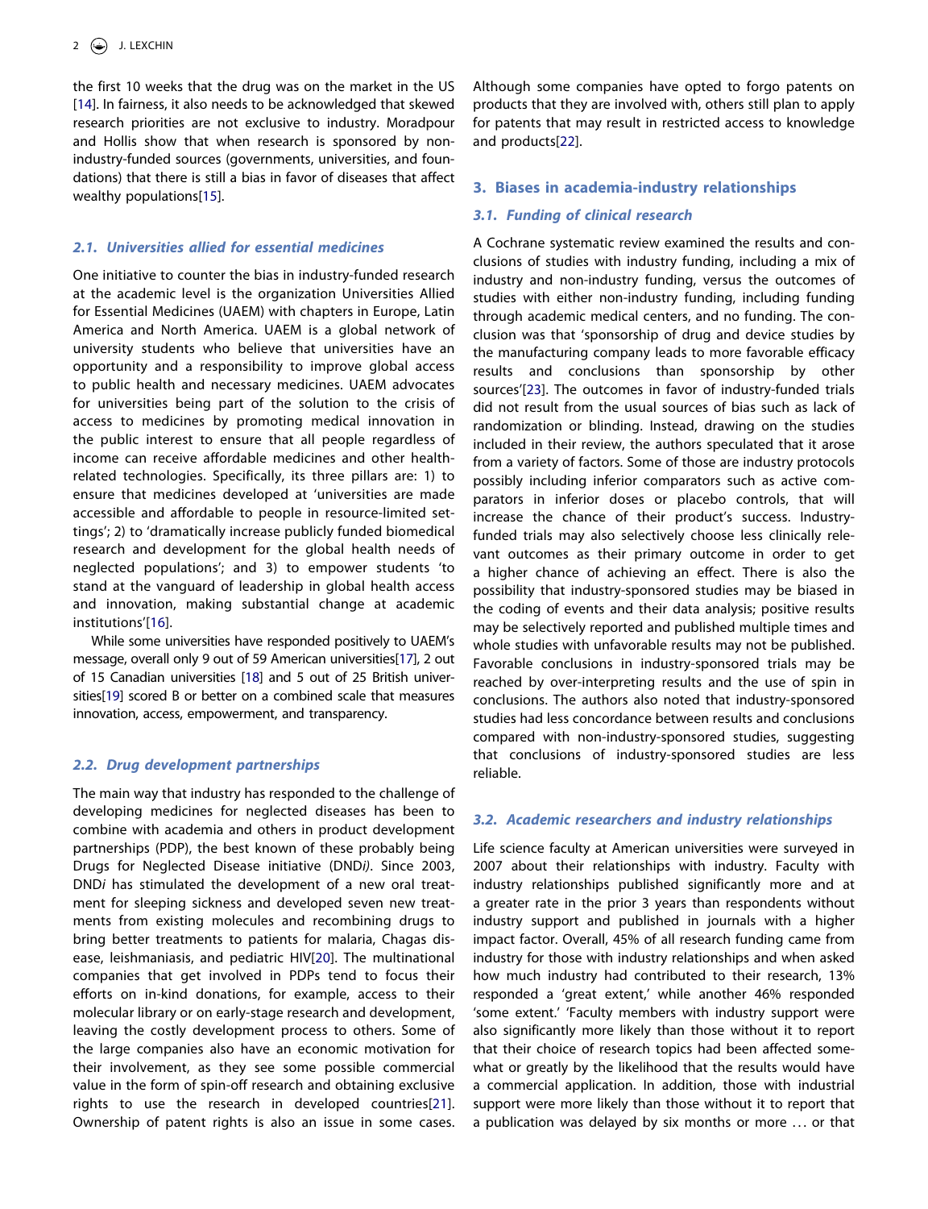the first 10 weeks that the drug was on the market in the US [14]. In fairness, it also needs to be acknowledged that skewed research priorities are not exclusive to industry. Moradpour and Hollis show that when research is sponsored by non-industry-funded sources (governments, universities, and foundations) that there is still a bias in favor of diseases that affect wealthy populations[15].

### 2.1. Universities allied for essential medicines

One initiative to counter the bias in industry-funded research at the academic level is the organization Universities Allied for Essential Medicines (UAEM) with chapters in Europe, Latin America and North America. UAEM is a global network of university students who believe that universities have an opportunity and a responsibility to improve global access to public health and necessary medicines. UAEM advocates for universities being part of the solution to the crisis of access to medicines by promoting medical innovation in the public interest to ensure that all people regardless of income can receive affordable medicines and other health-related technologies. Specifically, its three pillars are: 1) to ensure that medicines developed at 'universities are made accessible and affordable to people in resource-limited settings'; 2) to 'dramatically increase publicly funded biomedical research and development for the global health needs of neglected populations'; and 3) to empower students 'to stand at the vanguard of leadership in global health access and innovation, making substantial change at academic institutions'[16].

While some universities have responded positively to UAEM's message, overall only 9 out of 59 American universities[17], 2 out of 15 Canadian universities [18] and 5 out of 25 British universities[19] scored B or better on a combined scale that measures innovation, access, empowerment, and transparency.

### 2.2. Drug development partnerships

The main way that industry has responded to the challenge of developing medicines for neglected diseases has been to combine with academia and others in product development partnerships (PDP), the best known of these probably being Drugs for Neglected Disease initiative (DND*i*). Since 2003, DND*i* has stimulated the development of a new oral treatment for sleeping sickness and developed seven new treatments from existing molecules and recombining drugs to bring better treatments to patients for malaria, Chagas disease, leishmaniasis, and pediatric HIV[20]. The multinational companies that get involved in PDPs tend to focus their efforts on in-kind donations, for example, access to their molecular library or on early-stage research and development, leaving the costly development process to others. Some of the large companies also have an economic motivation for their involvement, as they see some possible commercial value in the form of spin-off research and obtaining exclusive rights to use the research in developed countries[21]. Ownership of patent rights is also an issue in some cases. Although some companies have opted to forgo patents on products that they are involved with, others still plan to apply for patents that may result in restricted access to knowledge and products[22].

## 3. Biases in academia-industry relationships

### 3.1. Funding of clinical research

A Cochrane systematic review examined the results and conclusions of studies with industry funding, including a mix of industry and non-industry funding, versus the outcomes of studies with either non-industry funding, including funding through academic medical centers, and no funding. The conclusion was that 'sponsorship of drug and device studies by the manufacturing company leads to more favorable efficacy results and conclusions than sponsorship by other sources'[23]. The outcomes in favor of industry-funded trials did not result from the usual sources of bias such as lack of randomization or blinding. Instead, drawing on the studies included in their review, the authors speculated that it arose from a variety of factors. Some of those are industry protocols possibly including inferior comparators such as active comparators in inferior doses or placebo controls, that will increase the chance of their product's success. Industry-funded trials may also selectively choose less clinically relevant outcomes as their primary outcome in order to get a higher chance of achieving an effect. There is also the possibility that industry-sponsored studies may be biased in the coding of events and their data analysis; positive results may be selectively reported and published multiple times and whole studies with unfavorable results may not be published. Favorable conclusions in industry-sponsored trials may be reached by over-interpreting results and the use of spin in conclusions. The authors also noted that industry-sponsored studies had less concordance between results and conclusions compared with non-industry-sponsored studies, suggesting that conclusions of industry-sponsored studies are less reliable.

### 3.2. Academic researchers and industry relationships

Life science faculty at American universities were surveyed in 2007 about their relationships with industry. Faculty with industry relationships published significantly more and at a greater rate in the prior 3 years than respondents without industry support and published in journals with a higher impact factor. Overall, 45% of all research funding came from industry for those with industry relationships and when asked how much industry had contributed to their research, 13% responded a 'great extent,' while another 46% responded 'some extent.' 'Faculty members with industry support were also significantly more likely than those without it to report that their choice of research topics had been affected somewhat or greatly by the likelihood that the results would have a commercial application. In addition, those with industrial support were more likely than those without it to report that a publication was delayed by six months or more … or that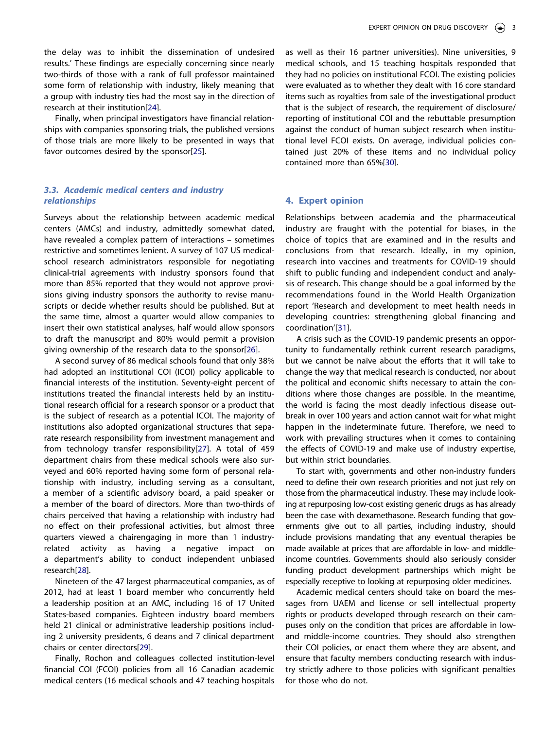the delay was to inhibit the dissemination of undesired results.' These findings are especially concerning since nearly two-thirds of those with a rank of full professor maintained some form of relationship with industry, likely meaning that a group with industry ties had the most say in the direction of research at their institution[24].

Finally, when principal investigators have financial relationships with companies sponsoring trials, the published versions of those trials are more likely to be presented in ways that favor outcomes desired by the sponsor[25].

### *3.3. Academic medical centers and industry relationships*

Surveys about the relationship between academic medical centers (AMCs) and industry, admittedly somewhat dated, have revealed a complex pattern of interactions – sometimes restrictive and sometimes lenient. A survey of 107 US medical-school research administrators responsible for negotiating clinical-trial agreements with industry sponsors found that more than 85% reported that they would not approve provisions giving industry sponsors the authority to revise manuscripts or decide whether results should be published. But at the same time, almost a quarter would allow companies to insert their own statistical analyses, half would allow sponsors to draft the manuscript and 80% would permit a provision giving ownership of the research data to the sponsor[26].

A second survey of 86 medical schools found that only 38% had adopted an institutional COI (ICOI) policy applicable to financial interests of the institution. Seventy-eight percent of institutions treated the financial interests held by an institutional research official for a research sponsor or a product that is the subject of research as a potential ICOI. The majority of institutions also adopted organizational structures that separate research responsibility from investment management and from technology transfer responsibility[27]. A total of 459 department chairs from these medical schools were also surveyed and 60% reported having some form of personal relationship with industry, including serving as a consultant, a member of a scientific advisory board, a paid speaker or a member of the board of directors. More than two-thirds of chairs perceived that having a relationship with industry had no effect on their professional activities, but almost three quarters viewed a chairengaging in more than 1 industry-related activity as having a negative impact on a department's ability to conduct independent unbiased research[28].

Nineteen of the 47 largest pharmaceutical companies, as of 2012, had at least 1 board member who concurrently held a leadership position at an AMC, including 16 of 17 United States-based companies. Eighteen industry board members held 21 clinical or administrative leadership positions including 2 university presidents, 6 deans and 7 clinical department chairs or center directors[29].

Finally, Rochon and colleagues collected institution-level financial COI (FCOI) policies from all 16 Canadian academic medical centers (16 medical schools and 47 teaching hospitals as well as their 16 partner universities). Nine universities, 9 medical schools, and 15 teaching hospitals responded that they had no policies on institutional FCOI. The existing policies were evaluated as to whether they dealt with 16 core standard items such as royalties from sale of the investigational product that is the subject of research, the requirement of disclosure/reporting of institutional COI and the rebuttable presumption against the conduct of human subject research when institutional level FCOI exists. On average, individual policies contained just 20% of these items and no individual policy contained more than 65%[30].

## 4. Expert opinion

Relationships between academia and the pharmaceutical industry are fraught with the potential for biases, in the choice of topics that are examined and in the results and conclusions from that research. Ideally, in my opinion, research into vaccines and treatments for COVID-19 should shift to public funding and independent conduct and analysis of research. This change should be a goal informed by the recommendations found in the World Health Organization report 'Research and development to meet health needs in developing countries: strengthening global financing and coordination'[31].

A crisis such as the COVID-19 pandemic presents an opportunity to fundamentally rethink current research paradigms, but we cannot be naïve about the efforts that it will take to change the way that medical research is conducted, nor about the political and economic shifts necessary to attain the conditions where those changes are possible. In the meantime, the world is facing the most deadly infectious disease outbreak in over 100 years and action cannot wait for what might happen in the indeterminate future. Therefore, we need to work with prevailing structures when it comes to containing the effects of COVID-19 and make use of industry expertise, but within strict boundaries.

To start with, governments and other non-industry funders need to define their own research priorities and not just rely on those from the pharmaceutical industry. These may include looking at repurposing low-cost existing generic drugs as has already been the case with dexamethasone. Research funding that governments give out to all parties, including industry, should include provisions mandating that any eventual therapies be made available at prices that are affordable in low- and middle-income countries. Governments should also seriously consider funding product development partnerships which might be especially receptive to looking at repurposing older medicines.

Academic medical centers should take on board the messages from UAEM and license or sell intellectual property rights or products developed through research on their campuses only on the condition that prices are affordable in low- and middle-income countries. They should also strengthen their COI policies, or enact them where they are absent, and ensure that faculty members conducting research with industry strictly adhere to those policies with significant penalties for those who do not.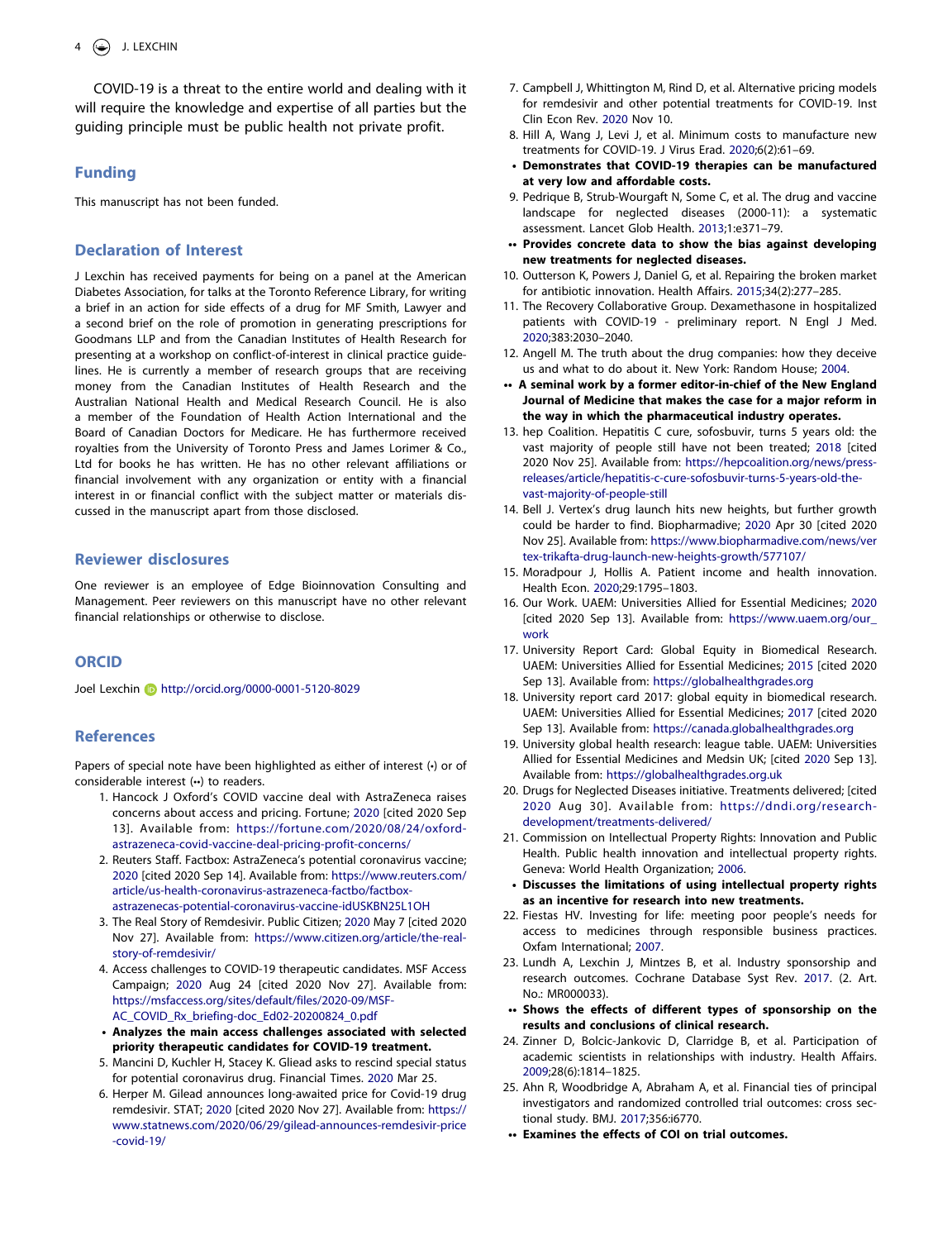COVID-19 is a threat to the entire world and dealing with it will require the knowledge and expertise of all parties but the guiding principle must be public health not private profit.

## Funding

This manuscript has not been funded.

## Declaration of Interest

J Lexchin has received payments for being on a panel at the American Diabetes Association, for talks at the Toronto Reference Library, for writing a brief in an action for side effects of a drug for MF Smith, Lawyer and a second brief on the role of promotion in generating prescriptions for Goodmans LLP and from the Canadian Institutes of Health Research for presenting at a workshop on conflict-of-interest in clinical practice guidelines. He is currently a member of research groups that are receiving money from the Canadian Institutes of Health Research and the Australian National Health and Medical Research Council. He is also a member of the Foundation of Health Action International and the Board of Canadian Doctors for Medicare. He has furthermore received royalties from the University of Toronto Press and James Lorimer & Co., Ltd for books he has written. He has no other relevant affiliations or financial involvement with any organization or entity with a financial interest in or financial conflict with the subject matter or materials discussed in the manuscript apart from those disclosed.

## Reviewer disclosures

One reviewer is an employee of Edge Bioinnovation Consulting and Management. Peer reviewers on this manuscript have no other relevant financial relationships or otherwise to disclose.

## ORCID

Joel Lexchin http://orcid.org/0000-0001-5120-8029

## References

Papers of special note have been highlighted as either of interest (•) or of considerable interest (••) to readers.

1. Hancock J Oxford's COVID vaccine deal with AstraZeneca raises concerns about access and pricing. Fortune; 2020 [cited 2020 Sep 13]. Available from: https://fortune.com/2020/08/24/oxford-astrazeneca-covid-vaccine-deal-pricing-profit-concerns/
2. Reuters Staff. Factbox: AstraZeneca's potential coronavirus vaccine; 2020 [cited 2020 Sep 14]. Available from: https://www.reuters.com/article/us-health-coronavirus-astrazeneca-factbo/factbox-astrazenecas-potential-coronavirus-vaccine-idUSKBN25L1OH
3. The Real Story of Remdesivir. Public Citizen; 2020 May 7 [cited 2020 Nov 27]. Available from: https://www.citizen.org/article/the-real-story-of-remdesivir/
4. Access challenges to COVID-19 therapeutic candidates. MSF Access Campaign; 2020 Aug 24 [cited 2020 Nov 27]. Available from: https://msfaccess.org/sites/default/files/2020-09/MSF-AC_COVID_Rx_briefing-doc_Ed02-20200824_0.pdf
   - **• Analyzes the main access challenges associated with selected priority therapeutic candidates for COVID-19 treatment.**
5. Mancini D, Kuchler H, Stacey K. Gliead asks to rescind special status for potential coronavirus drug. Financial Times. 2020 Mar 25.
6. Herper M. Gilead announces long-awaited price for Covid-19 drug remdesivir. STAT; 2020 [cited 2020 Nov 27]. Available from: https://www.statnews.com/2020/06/29/gilead-announces-remdesivir-price-covid-19/
7. Campbell J, Whittington M, Rind D, et al. Alternative pricing models for remdesivir and other potential treatments for COVID-19. Inst Clin Econ Rev. 2020 Nov 10.
8. Hill A, Wang J, Levi J, et al. Minimum costs to manufacture new treatments for COVID-19. J Virus Erad. 2020;6(2):61–69.
   - **• Demonstrates that COVID-19 therapies can be manufactured at very low and affordable costs.**
9. Pedrique B, Strub-Wourgaft N, Some C, et al. The drug and vaccine landscape for neglected diseases (2000-11): a systematic assessment. Lancet Glob Health. 2013;1:e371–79.
   - **•• Provides concrete data to show the bias against developing new treatments for neglected diseases.**
10. Outterson K, Powers J, Daniel G, et al. Repairing the broken market for antibiotic innovation. Health Affairs. 2015;34(2):277–285.
11. The Recovery Collaborative Group. Dexamethasone in hospitalized patients with COVID-19 - preliminary report. N Engl J Med. 2020;383:2030–2040.
12. Angell M. The truth about the drug companies: how they deceive us and what to do about it. New York: Random House; 2004.
   - **•• A seminal work by a former editor-in-chief of the New England Journal of Medicine that makes the case for a major reform in the way in which the pharmaceutical industry operates.**
13. hep Coalition. Hepatitis C cure, sofosbuvir, turns 5 years old: the vast majority of people still have not been treated; 2018 [cited 2020 Nov 25]. Available from: https://hepcoalition.org/news/press-releases/article/hepatitis-c-cure-sofosbuvir-turns-5-years-old-the-vast-majority-of-people-still
14. Bell J. Vertex's drug launch hits new heights, but further growth could be harder to find. Biopharmadive; 2020 Apr 30 [cited 2020 Nov 25]. Available from: https://www.biopharmadive.com/news/vertex-trikafta-drug-launch-new-heights-growth/577107/
15. Moradpour J, Hollis A. Patient income and health innovation. Health Econ. 2020;29:1795–1803.
16. Our Work. UAEM: Universities Allied for Essential Medicines; 2020 [cited 2020 Sep 13]. Available from: https://www.uaem.org/our_work
17. University Report Card: Global Equity in Biomedical Research. UAEM: Universities Allied for Essential Medicines; 2015 [cited 2020 Sep 13]. Available from: https://globalhealthgrades.org
18. University report card 2017: global equity in biomedical research. UAEM: Universities Allied for Essential Medicines; 2017 [cited 2020 Sep 13]. Available from: https://canada.globalhealthgrades.org
19. University global health research: league table. UAEM: Universities Allied for Essential Medicines and Medsin UK; [cited 2020 Sep 13]. Available from: https://globalhealthgrades.org.uk
20. Drugs for Neglected Diseases initiative. Treatments delivered; [cited 2020 Aug 30]. Available from: https://dndi.org/research-development/treatments-delivered/
21. Commission on Intellectual Property Rights: Innovation and Public Health. Public health innovation and intellectual property rights. Geneva: World Health Organization; 2006.
   - **• Discusses the limitations of using intellectual property rights as an incentive for research into new treatments.**
22. Fiestas HV. Investing for life: meeting poor people's needs for access to medicines through responsible business practices. Oxfam International; 2007.
23. Lundh A, Lexchin J, Mintzes B, et al. Industry sponsorship and research outcomes. Cochrane Database Syst Rev. 2017. (2. Art. No.: MR000033).
   - **•• Shows the effects of different types of sponsorship on the results and conclusions of clinical research.**
24. Zinner D, Bolcic-Jankovic D, Clarridge B, et al. Participation of academic scientists in relationships with industry. Health Affairs. 2009;28(6):1814–1825.
25. Ahn R, Woodbridge A, Abraham A, et al. Financial ties of principal investigators and randomized controlled trial outcomes: cross sectional study. BMJ. 2017;356:i6770.
   - **•• Examines the effects of COI on trial outcomes.**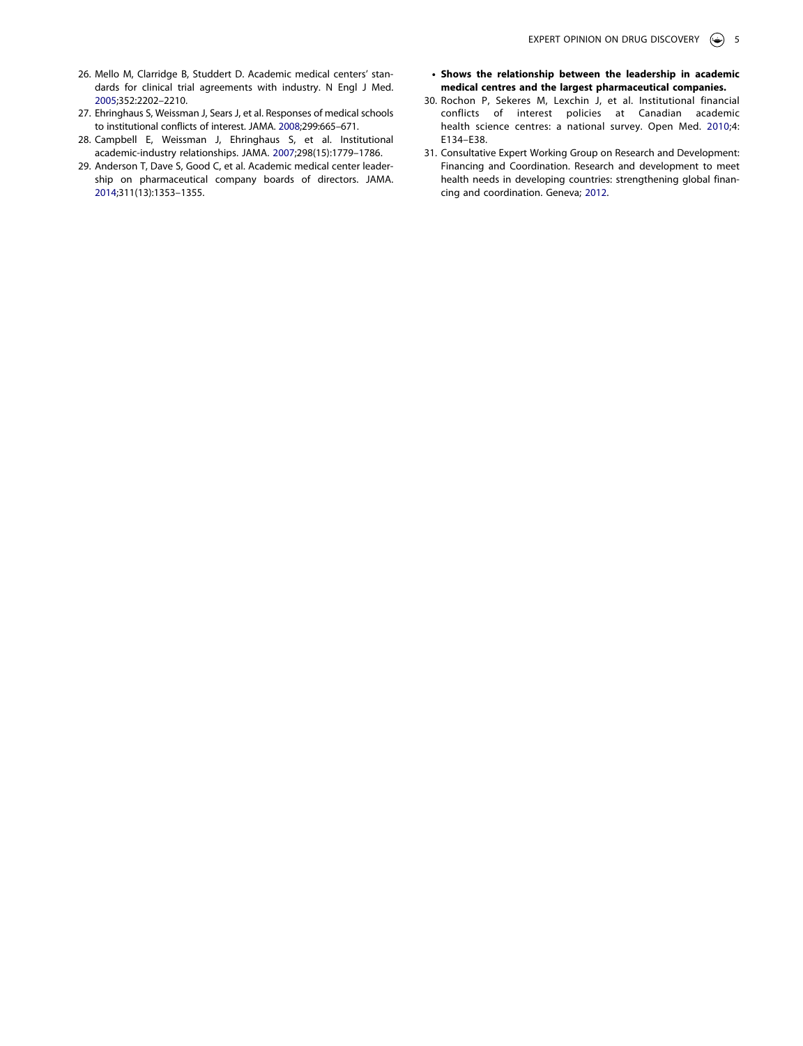26. Mello M, Clarridge B, Studdert D. Academic medical centers' standards for clinical trial agreements with industry. N Engl J Med. 2005;352:2202–2210.
27. Ehringhaus S, Weissman J, Sears J, et al. Responses of medical schools to institutional conflicts of interest. JAMA. 2008;299:665–671.
28. Campbell E, Weissman J, Ehringhaus S, et al. Institutional academic-industry relationships. JAMA. 2007;298(15):1779–1786.
29. Anderson T, Dave S, Good C, et al. Academic medical center leadership on pharmaceutical company boards of directors. JAMA. 2014;311(13):1353–1355.
    - **Shows the relationship between the leadership in academic medical centres and the largest pharmaceutical companies.**
30. Rochon P, Sekeres M, Lexchin J, et al. Institutional financial conflicts of interest policies at Canadian academic health science centres: a national survey. Open Med. 2010;4: E134–E38.
31. Consultative Expert Working Group on Research and Development: Financing and Coordination. Research and development to meet health needs in developing countries: strengthening global financing and coordination. Geneva; 2012.